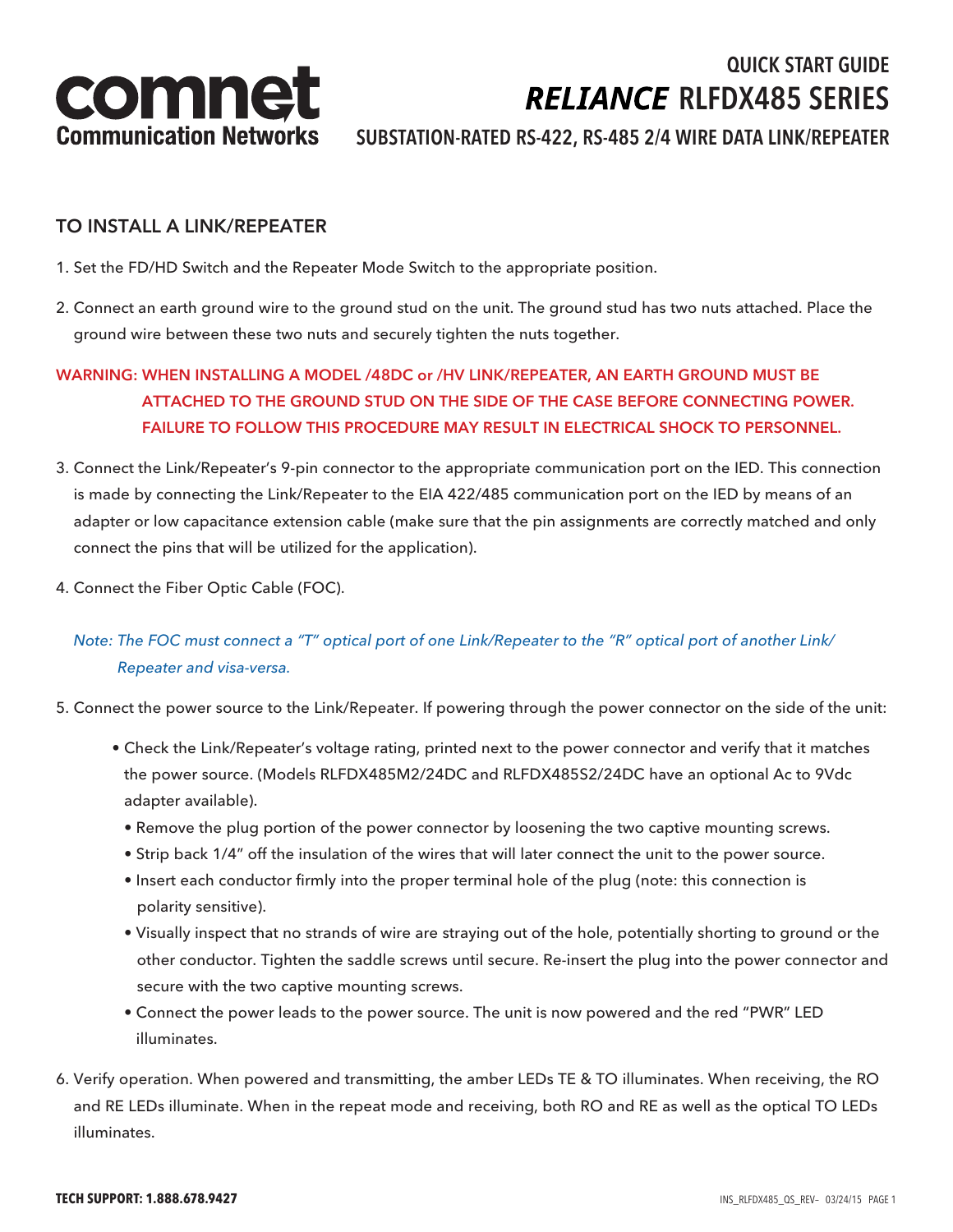# comnet
**Communication Networks**

## QUICK START GUIDE
## *RELIANCE* RLFDX485 SERIES
### SUBSTATION-RATED RS-422, RS-485 2/4 WIRE DATA LINK/REPEATER

### TO INSTALL A LINK/REPEATER

1. Set the FD/HD Switch and the Repeater Mode Switch to the appropriate position.
2. Connect an earth ground wire to the ground stud on the unit. The ground stud has two nuts attached. Place the ground wire between these two nuts and securely tighten the nuts together.

WARNING: WHEN INSTALLING A MODEL /48DC or /HV LINK/REPEATER, AN EARTH GROUND MUST BE ATTACHED TO THE GROUND STUD ON THE SIDE OF THE CASE BEFORE CONNECTING POWER. FAILURE TO FOLLOW THIS PROCEDURE MAY RESULT IN ELECTRICAL SHOCK TO PERSONNEL.

3. Connect the Link/Repeater's 9-pin connector to the appropriate communication port on the IED. This connection is made by connecting the Link/Repeater to the EIA 422/485 communication port on the IED by means of an adapter or low capacitance extension cable (make sure that the pin assignments are correctly matched and only connect the pins that will be utilized for the application).
4. Connect the Fiber Optic Cable (FOC).

   *Note: The FOC must connect a "T" optical port of one Link/Repeater to the "R" optical port of another Link/Repeater and visa-versa.*

5. Connect the power source to the Link/Repeater. If powering through the power connector on the side of the unit:
   - Check the Link/Repeater's voltage rating, printed next to the power connector and verify that it matches the power source. (Models RLFDX485M2/24DC and RLFDX485S2/24DC have an optional Ac to 9Vdc adapter available).
   - Remove the plug portion of the power connector by loosening the two captive mounting screws.
   - Strip back 1/4" off the insulation of the wires that will later connect the unit to the power source.
   - Insert each conductor firmly into the proper terminal hole of the plug (note: this connection is polarity sensitive).
   - Visually inspect that no strands of wire are straying out of the hole, potentially shorting to ground or the other conductor. Tighten the saddle screws until secure. Re-insert the plug into the power connector and secure with the two captive mounting screws.
   - Connect the power leads to the power source. The unit is now powered and the red "PWR" LED illuminates.
6. Verify operation. When powered and transmitting, the amber LEDs TE & TO illuminates. When receiving, the RO and RE LEDs illuminate. When in the repeat mode and receiving, both RO and RE as well as the optical TO LEDs illuminates.

**TECH SUPPORT: 1.888.678.9427**

INS_RLFDX485_QS_REV– 03/24/15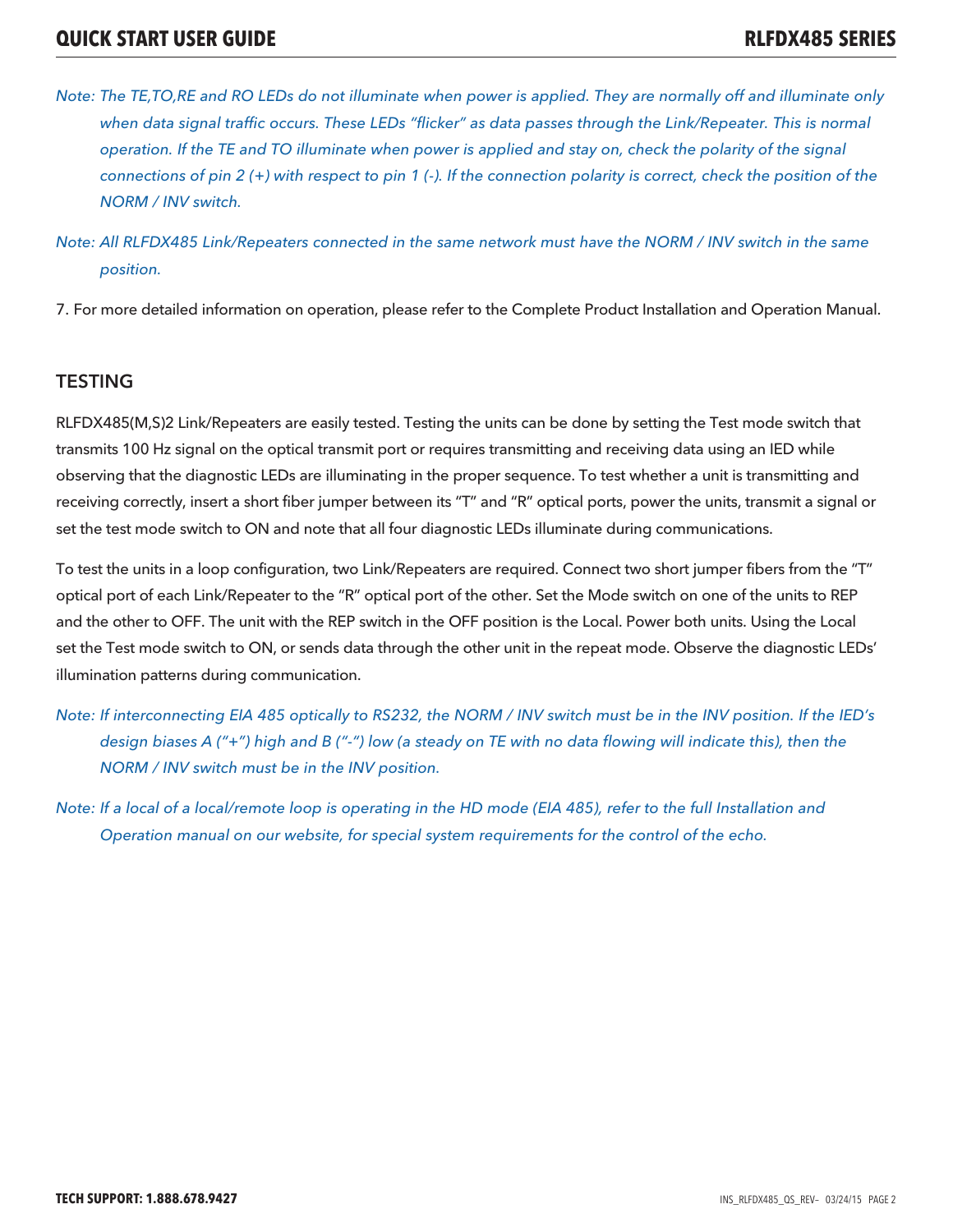*Note: The TE,TO,RE and RO LEDs do not illuminate when power is applied. They are normally off and illuminate only when data signal traffic occurs. These LEDs "flicker" as data passes through the Link/Repeater. This is normal operation. If the TE and TO illuminate when power is applied and stay on, check the polarity of the signal connections of pin 2 (+) with respect to pin 1 (-). If the connection polarity is correct, check the position of the NORM / INV switch.*

*Note: All RLFDX485 Link/Repeaters connected in the same network must have the NORM / INV switch in the same position.*

7. For more detailed information on operation, please refer to the Complete Product Installation and Operation Manual.

## TESTING

RLFDX485(M,S)2 Link/Repeaters are easily tested. Testing the units can be done by setting the Test mode switch that transmits 100 Hz signal on the optical transmit port or requires transmitting and receiving data using an IED while observing that the diagnostic LEDs are illuminating in the proper sequence. To test whether a unit is transmitting and receiving correctly, insert a short fiber jumper between its "T" and "R" optical ports, power the units, transmit a signal or set the test mode switch to ON and note that all four diagnostic LEDs illuminate during communications.

To test the units in a loop configuration, two Link/Repeaters are required. Connect two short jumper fibers from the "T" optical port of each Link/Repeater to the "R" optical port of the other. Set the Mode switch on one of the units to REP and the other to OFF. The unit with the REP switch in the OFF position is the Local. Power both units. Using the Local set the Test mode switch to ON, or sends data through the other unit in the repeat mode. Observe the diagnostic LEDs' illumination patterns during communication.

*Note: If interconnecting EIA 485 optically to RS232, the NORM / INV switch must be in the INV position. If the IED's design biases A ("+") high and B ("-") low (a steady on TE with no data flowing will indicate this), then the NORM / INV switch must be in the INV position.*

*Note: If a local of a local/remote loop is operating in the HD mode (EIA 485), refer to the full Installation and Operation manual on our website, for special system requirements for the control of the echo.*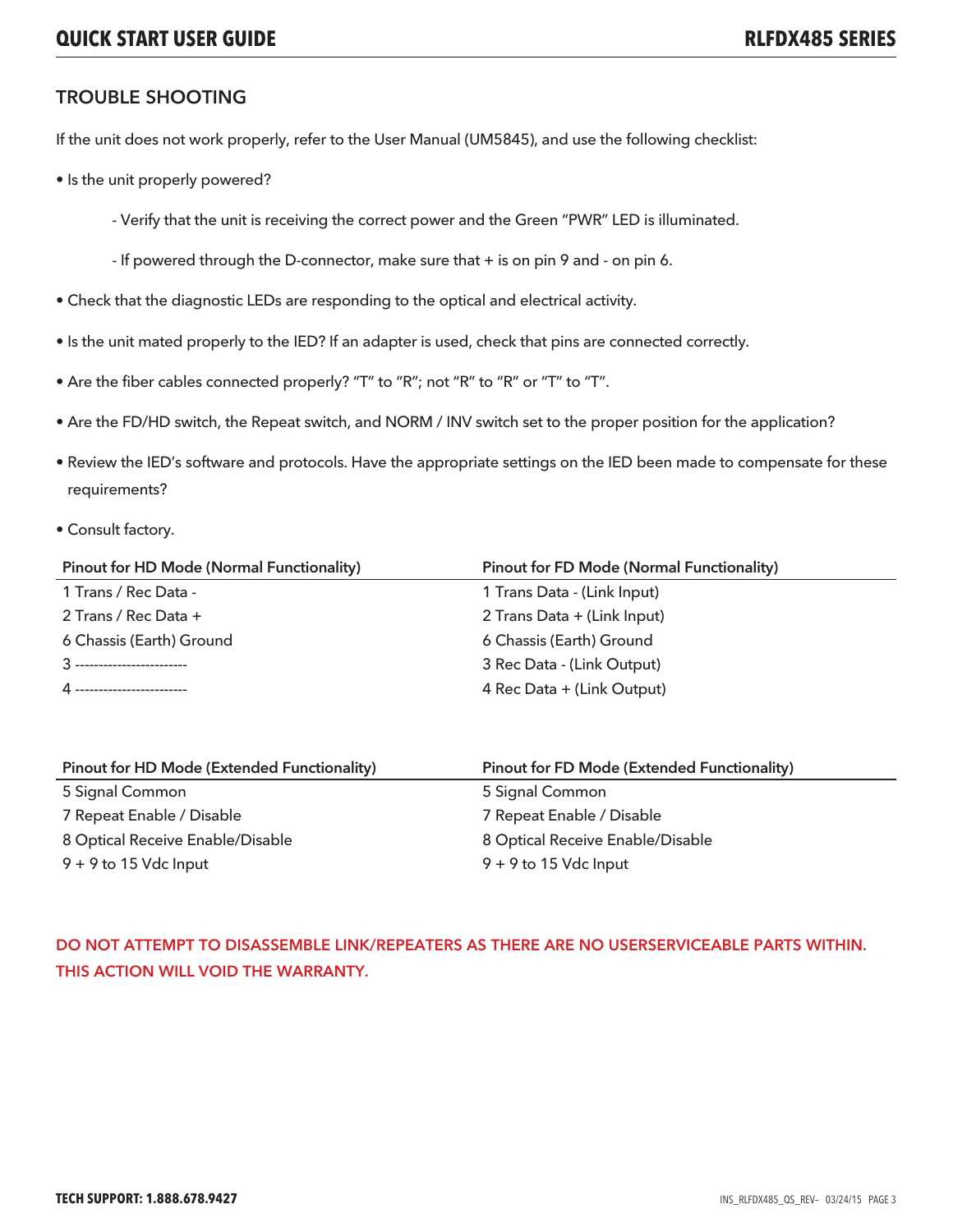## TROUBLE SHOOTING

If the unit does not work properly, refer to the User Manual (UM5845), and use the following checklist:

- Is the unit properly powered?
  - Verify that the unit is receiving the correct power and the Green “PWR” LED is illuminated.
  - If powered through the D-connector, make sure that + is on pin 9 and - on pin 6.
- Check that the diagnostic LEDs are responding to the optical and electrical activity.
- Is the unit mated properly to the IED? If an adapter is used, check that pins are connected correctly.
- Are the fiber cables connected properly? “T” to “R”; not “R” to “R” or “T” to “T”.
- Are the FD/HD switch, the Repeat switch, and NORM / INV switch set to the proper position for the application?
- Review the IED’s software and protocols. Have the appropriate settings on the IED been made to compensate for these requirements?
- Consult factory.

| Pinout for HD Mode (Normal Functionality) | Pinout for FD Mode (Normal Functionality) |
|---|---|
| 1 Trans / Rec Data - | 1 Trans Data - (Link Input) |
| 2 Trans / Rec Data + | 2 Trans Data + (Link Input) |
| 6 Chassis (Earth) Ground | 6 Chassis (Earth) Ground |
| 3 ------------------------ | 3 Rec Data - (Link Output) |
| 4 ------------------------ | 4 Rec Data + (Link Output) |

| Pinout for HD Mode (Extended Functionality) | Pinout for FD Mode (Extended Functionality) |
|---|---|
| 5 Signal Common | 5 Signal Common |
| 7 Repeat Enable / Disable | 7 Repeat Enable / Disable |
| 8 Optical Receive Enable/Disable | 8 Optical Receive Enable/Disable |
| 9 + 9 to 15 Vdc Input | 9 + 9 to 15 Vdc Input |

**DO NOT ATTEMPT TO DISASSEMBLE LINK/REPEATERS AS THERE ARE NO USERSERVICEABLE PARTS WITHIN. THIS ACTION WILL VOID THE WARRANTY.**

**TECH SUPPORT: 1.888.678.9427**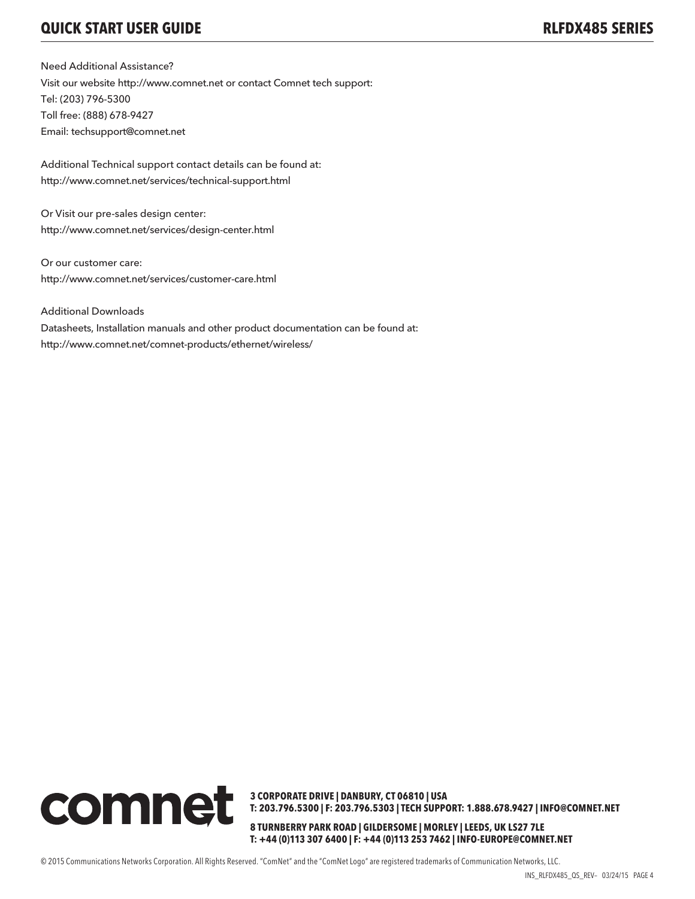Need Additional Assistance?
Visit our website http://www.comnet.net or contact Comnet tech support:
Tel: (203) 796-5300
Toll free: (888) 678-9427
Email: techsupport@comnet.net

Additional Technical support contact details can be found at:
http://www.comnet.net/services/technical-support.html

Or Visit our pre-sales design center:
http://www.comnet.net/services/design-center.html

Or our customer care:
http://www.comnet.net/services/customer-care.html

Additional Downloads
Datasheets, Installation manuals and other product documentation can be found at:
http://www.comnet.net/comnet-products/ethernet/wireless/

**3 CORPORATE DRIVE | DANBURY, CT 06810 | USA**
**T: 203.796.5300 | F: 203.796.5303 | TECH SUPPORT: 1.888.678.9427 | INFO@COMNET.NET**

**8 TURNBERRY PARK ROAD | GILDERSOME | MORLEY | LEEDS, UK LS27 7LE**
**T: +44 (0)113 307 6400 | F: +44 (0)113 253 7462 | INFO-EUROPE@COMNET.NET**

© 2015 Communications Networks Corporation. All Rights Reserved. "ComNet" and the "ComNet Logo" are registered trademarks of Communication Networks, LLC.